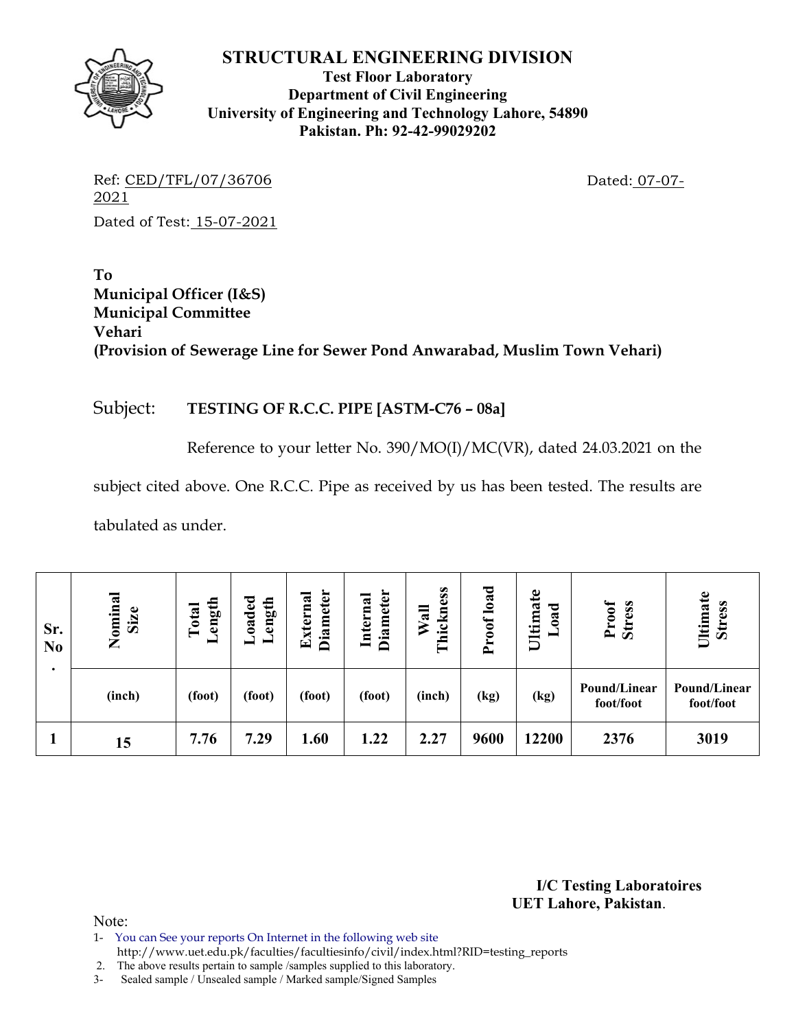# STRUCTURAL ENGINEERING DIVISION

**Test Floor Laboratory**
**Department of Civil Engineering**
**University of Engineering and Technology Lahore, 54890**
**Pakistan. Ph: 92-42-99029202**

Ref: CED/TFL/07/36706 Dated: 07-07-2021

Dated of Test: 15-07-2021

**To**
**Municipal Officer (I&S)**
**Municipal Committee**
**Vehari**
**(Provision of Sewerage Line for Sewer Pond Anwarabad, Muslim Town Vehari)**

Subject: **TESTING OF R.C.C. PIPE [ASTM-C76 – 08a]**

Reference to your letter No. 390/MO(I)/MC(VR), dated 24.03.2021 on the subject cited above. One R.C.C. Pipe as received by us has been tested. The results are tabulated as under.

| Sr. No. | Nominal Size | Total Length | Loaded Length | External Diameter | Internal Diameter | Wall Thickness | Proof load | Ultimate Load | Proof Stress | Ultimate Stress |
|---|---|---|---|---|---|---|---|---|---|---|
| | (inch) | (foot) | (foot) | (foot) | (foot) | (inch) | (kg) | (kg) | Pound/Linear foot/foot | Pound/Linear foot/foot |
| 1 | 15 | 7.76 | 7.29 | 1.60 | 1.22 | 2.27 | 9600 | 12200 | 2376 | 3019 |

**I/C Testing Laboratoires**
**UET Lahore, Pakistan**.

Note:

1- You can See your reports On Internet in the following web site
http://www.uet.edu.pk/faculties/facultiesinfo/civil/index.html?RID=testing_reports

2. The above results pertain to sample /samples supplied to this laboratory.

3- Sealed sample / Unsealed sample / Marked sample/Signed Samples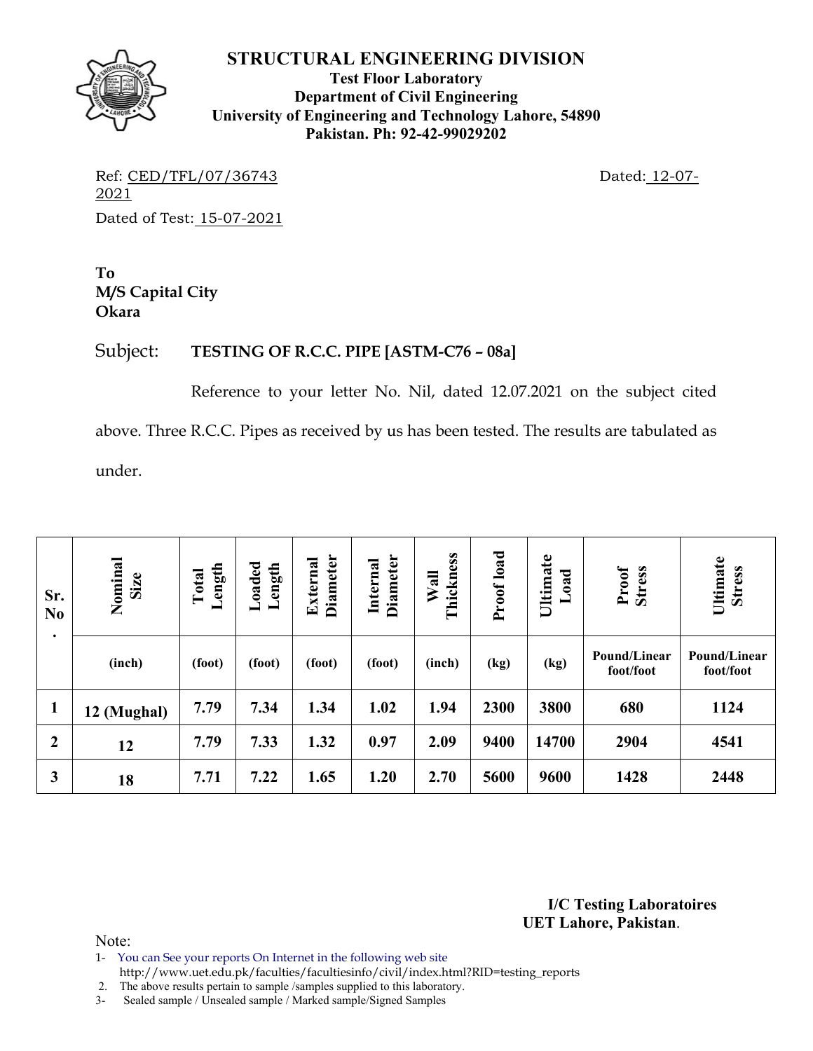# STRUCTURAL ENGINEERING DIVISION

**Test Floor Laboratory**
**Department of Civil Engineering**
**University of Engineering and Technology Lahore, 54890**
**Pakistan. Ph: 92-42-99029202**

Ref: CED/TFL/07/36743 Dated: 12-07-2021

Dated of Test: 15-07-2021

**To**
**M/S Capital City**
**Okara**

Subject: **TESTING OF R.C.C. PIPE [ASTM-C76 – 08a]**

Reference to your letter No. Nil, dated 12.07.2021 on the subject cited above. Three R.C.C. Pipes as received by us has been tested. The results are tabulated as under.

| Sr. No. | Nominal Size | Total Length | Loaded Length | External Diameter | Internal Diameter | Wall Thickness | Proof load | Ultimate Load | Proof Stress | Ultimate Stress |
|---|---|---|---|---|---|---|---|---|---|---|
| | (inch) | (foot) | (foot) | (foot) | (foot) | (inch) | (kg) | (kg) | Pound/Linear foot/foot | Pound/Linear foot/foot |
| 1 | 12 (Mughal) | 7.79 | 7.34 | 1.34 | 1.02 | 1.94 | 2300 | 3800 | 680 | 1124 |
| 2 | 12 | 7.79 | 7.33 | 1.32 | 0.97 | 2.09 | 9400 | 14700 | 2904 | 4541 |
| 3 | 18 | 7.71 | 7.22 | 1.65 | 1.20 | 2.70 | 5600 | 9600 | 1428 | 2448 |

**I/C Testing Laboratoires**
**UET Lahore, Pakistan**.

Note:

1- You can See your reports On Internet in the following web site http://www.uet.edu.pk/faculties/facultiesinfo/civil/index.html?RID=testing_reports
2. The above results pertain to sample /samples supplied to this laboratory.
3- Sealed sample / Unsealed sample / Marked sample/Signed Samples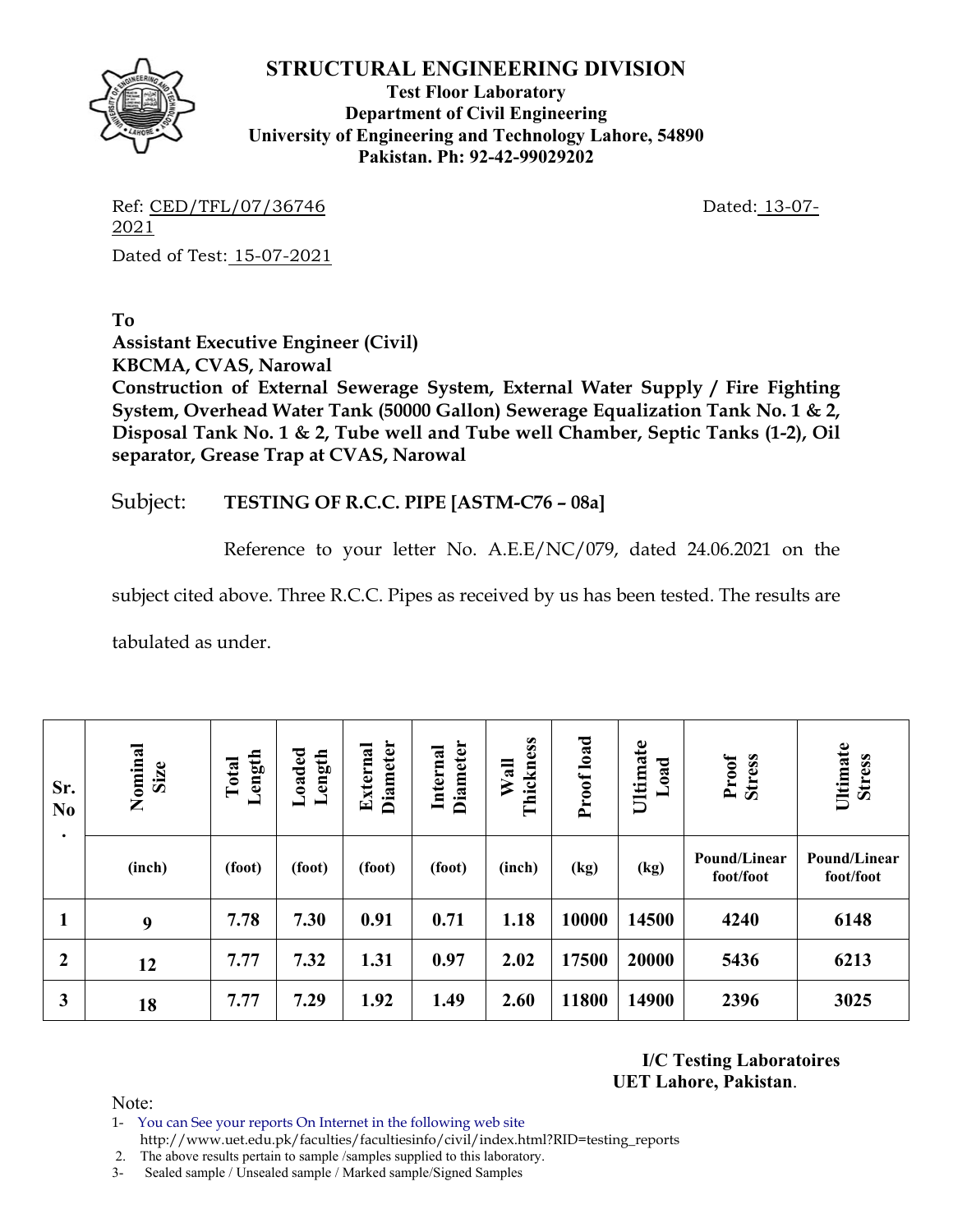# STRUCTURAL ENGINEERING DIVISION

**Test Floor Laboratory**
**Department of Civil Engineering**
**University of Engineering and Technology Lahore, 54890**
**Pakistan. Ph: 92-42-99029202**

Ref: CED/TFL/07/36746 Dated: 13-07-2021

Dated of Test: 15-07-2021

**To**
**Assistant Executive Engineer (Civil)**
**KBCMA, CVAS, Narowal**
**Construction of External Sewerage System, External Water Supply / Fire Fighting System, Overhead Water Tank (50000 Gallon) Sewerage Equalization Tank No. 1 & 2, Disposal Tank No. 1 & 2, Tube well and Tube well Chamber, Septic Tanks (1-2), Oil separator, Grease Trap at CVAS, Narowal**

Subject: **TESTING OF R.C.C. PIPE [ASTM-C76 – 08a]**

Reference to your letter No. A.E.E/NC/079, dated 24.06.2021 on the subject cited above. Three R.C.C. Pipes as received by us has been tested. The results are tabulated as under.

| Sr. No. | Nominal Size | Total Length | Loaded Length | External Diameter | Internal Diameter | Wall Thickness | Proof load | Ultimate Load | Proof Stress | Ultimate Stress |
|---|---|---|---|---|---|---|---|---|---|---|
| | (inch) | (foot) | (foot) | (foot) | (foot) | (inch) | (kg) | (kg) | Pound/Linear foot/foot | Pound/Linear foot/foot |
| **1** | **9** | **7.78** | **7.30** | **0.91** | **0.71** | **1.18** | **10000** | **14500** | **4240** | **6148** |
| **2** | **12** | **7.77** | **7.32** | **1.31** | **0.97** | **2.02** | **17500** | **20000** | **5436** | **6213** |
| **3** | **18** | **7.77** | **7.29** | **1.92** | **1.49** | **2.60** | **11800** | **14900** | **2396** | **3025** |

**I/C Testing Laboratoires**
**UET Lahore, Pakistan**.

Note:

1- You can See your reports On Internet in the following web site http://www.uet.edu.pk/faculties/facultiesinfo/civil/index.html?RID=testing_reports
2. The above results pertain to sample /samples supplied to this laboratory.
3- Sealed sample / Unsealed sample / Marked sample/Signed Samples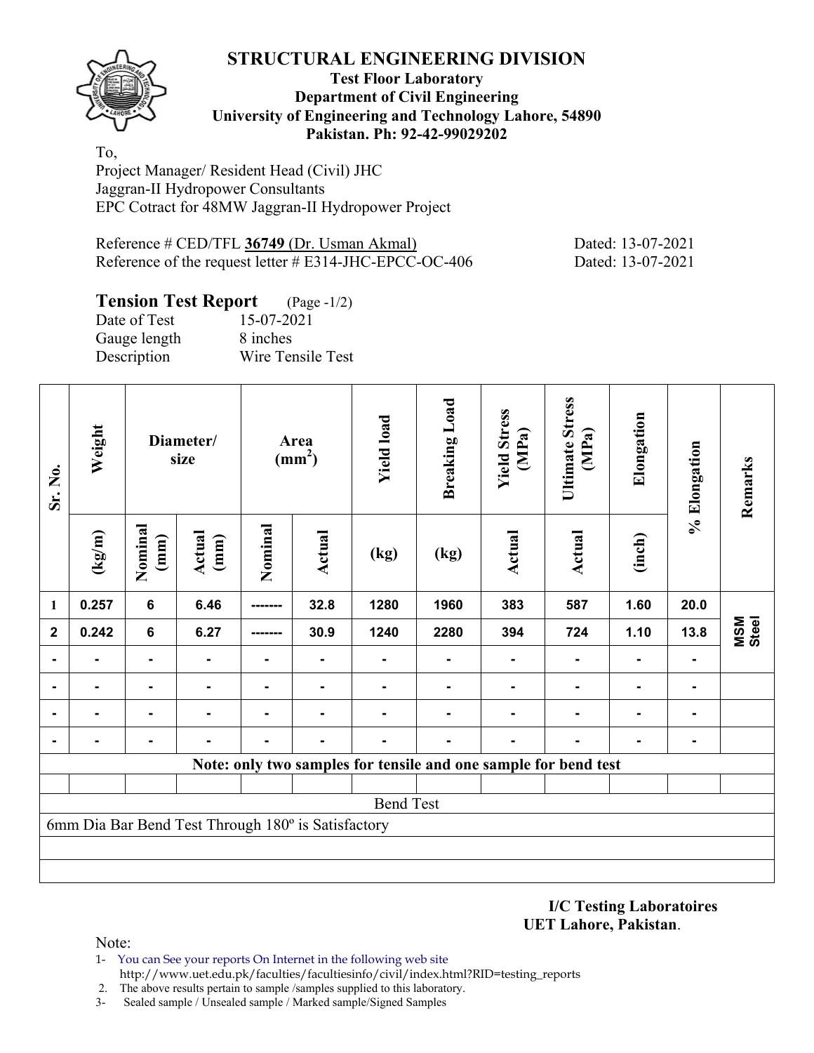# STRUCTURAL ENGINEERING DIVISION

**Test Floor Laboratory**
**Department of Civil Engineering**
**University of Engineering and Technology Lahore, 54890**
**Pakistan. Ph: 92-42-99029202**

To,
Project Manager/ Resident Head (Civil) JHC
Jaggran-II Hydropower Consultants
EPC Cotract for 48MW Jaggran-II Hydropower Project

Reference # CED/TFL **36749** (Dr. Usman Akmal) Dated: 13-07-2021
Reference of the request letter # E314-JHC-EPCC-OC-406 Dated: 13-07-2021

## Tension Test Report (Page -1/2)

Date of Test 15-07-2021
Gauge length 8 inches
Description Wire Tensile Test

| Sr. No. | Weight | Diameter/ size | | Area ($mm^2$) | | Yield load | Breaking Load | Yield Stress (MPa) | Ultimate Stress (MPa) | Elongation | % Elongation | Remarks |
|---|---|---|---|---|---|---|---|---|---|---|---|---|
| | (kg/m) | Nominal (mm) | Actual (mm) | Nominal | Actual | (kg) | (kg) | Actual | Actual | (inch) | | |
| 1 | 0.257 | 6 | 6.46 | ------- | 32.8 | 1280 | 1960 | 383 | 587 | 1.60 | 20.0 | MSM Steel |
| 2 | 0.242 | 6 | 6.27 | ------- | 30.9 | 1240 | 2280 | 394 | 724 | 1.10 | 13.8 | |
| - | - | - | - | - | - | - | - | - | - | - | - | |
| - | - | - | - | - | - | - | - | - | - | - | - | |
| - | - | - | - | - | - | - | - | - | - | - | - | |
| - | - | - | - | - | - | - | - | - | - | - | - | |
| Note: only two samples for tensile and one sample for bend test | | | | | | | | | | | | |
| Bend Test | | | | | | | | | | | | |
| 6mm Dia Bar Bend Test Through 180º is Satisfactory | | | | | | | | | | | | |

**I/C Testing Laboratoires**
**UET Lahore, Pakistan**.

Note:
1- You can See your reports On Internet in the following web site
http://www.uet.edu.pk/faculties/facultiesinfo/civil/index.html?RID=testing_reports
2. The above results pertain to sample /samples supplied to this laboratory.
3- Sealed sample / Unsealed sample / Marked sample/Signed Samples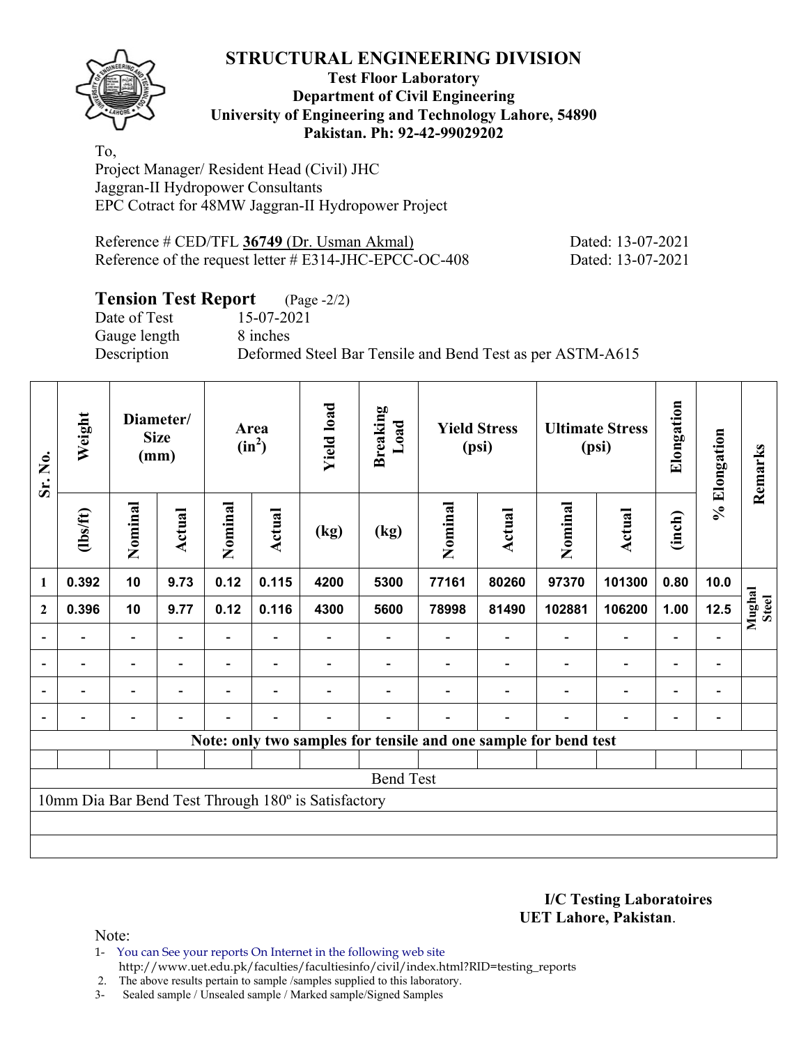# STRUCTURAL ENGINEERING DIVISION

**Test Floor Laboratory**
**Department of Civil Engineering**
**University of Engineering and Technology Lahore, 54890**
**Pakistan. Ph: 92-42-99029202**

To,
Project Manager/ Resident Head (Civil) JHC
Jaggran-II Hydropower Consultants
EPC Cotract for 48MW Jaggran-II Hydropower Project

Reference # CED/TFL **36749** (Dr. Usman Akmal) Dated: 13-07-2021
Reference of the request letter # E314-JHC-EPCC-OC-408 Dated: 13-07-2021

## Tension Test Report (Page -2/2)

Date of Test 15-07-2021
Gauge length 8 inches
Description Deformed Steel Bar Tensile and Bend Test as per ASTM-A615

| Sr. No. | Weight | Diameter/ Size (mm) | | Area ($in^2$) | | Yield load | Breaking Load | Yield Stress (psi) | | Ultimate Stress (psi) | | Elongation | % Elongation | Remarks |
|---|---|---|---|---|---|---|---|---|---|---|---|---|---|---|
| | (lbs/ft) | Nominal | Actual | Nominal | Actual | (kg) | (kg) | Nominal | Actual | Nominal | Actual | (inch) | | |
| 1 | 0.392 | 10 | 9.73 | 0.12 | 0.115 | 4200 | 5300 | 77161 | 80260 | 97370 | 101300 | 0.80 | 10.0 | Mughal Steel |
| 2 | 0.396 | 10 | 9.77 | 0.12 | 0.116 | 4300 | 5600 | 78998 | 81490 | 102881 | 106200 | 1.00 | 12.5 | |
| - | - | - | - | - | - | - | - | - | - | - | - | - | - | |
| - | - | - | - | - | - | - | - | - | - | - | - | - | - | |
| - | - | - | - | - | - | - | - | - | - | - | - | - | - | |
| - | - | - | - | - | - | - | - | - | - | - | - | - | - | |
| Note: only two samples for tensile and one sample for bend test | | | | | | | | | | | | | | |
| Bend Test | | | | | | | | | | | | | | |
| 10mm Dia Bar Bend Test Through 180º is Satisfactory | | | | | | | | | | | | | | |

**I/C Testing Laboratoires**
**UET Lahore, Pakistan**.

Note:
1- You can See your reports On Internet in the following web site
http://www.uet.edu.pk/faculties/facultiesinfo/civil/index.html?RID=testing_reports
2. The above results pertain to sample /samples supplied to this laboratory.
3- Sealed sample / Unsealed sample / Marked sample/Signed Samples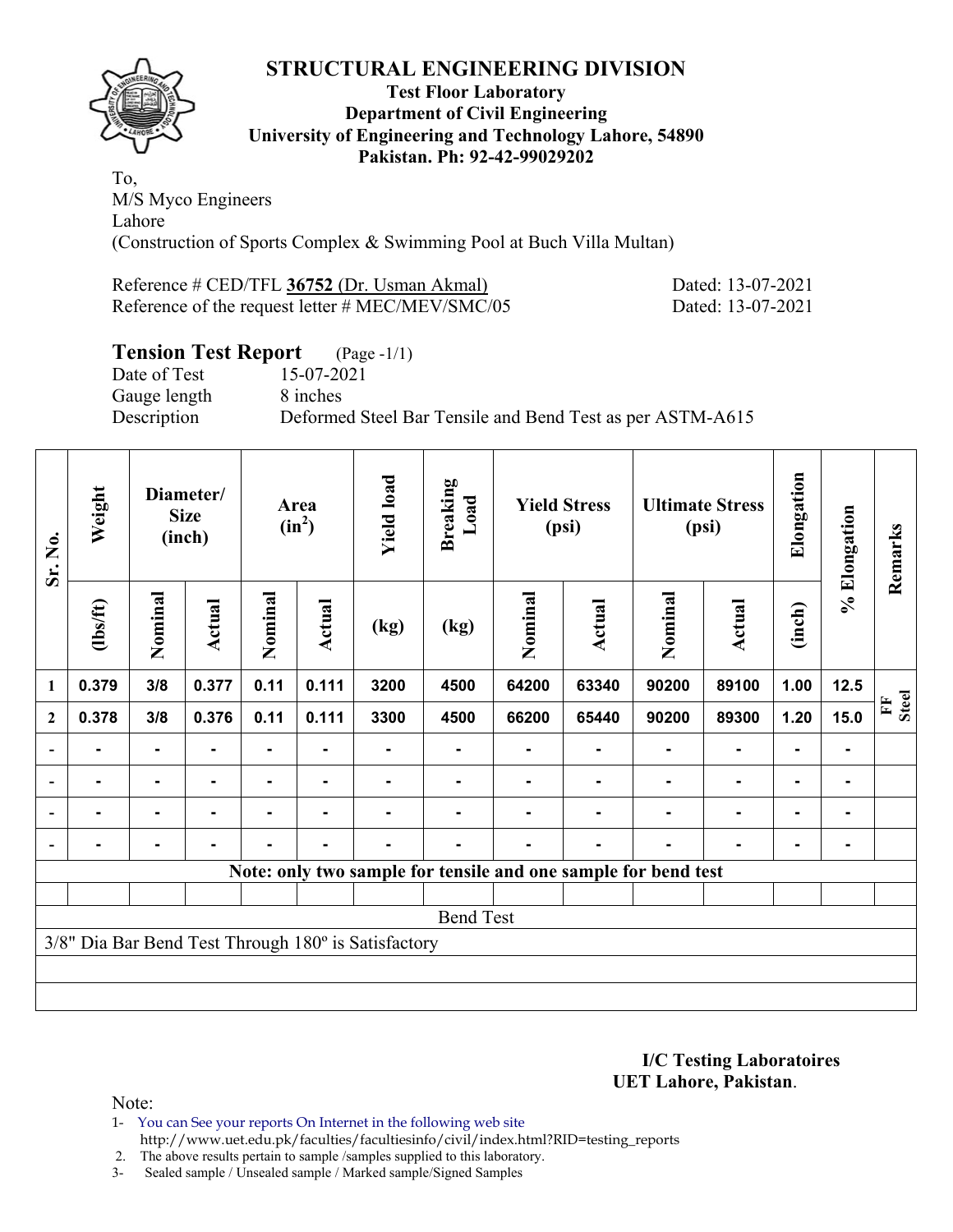# STRUCTURAL ENGINEERING DIVISION

**Test Floor Laboratory**
**Department of Civil Engineering**
**University of Engineering and Technology Lahore, 54890**
**Pakistan. Ph: 92-42-99029202**

To,
M/S Myco Engineers
Lahore
(Construction of Sports Complex & Swimming Pool at Buch Villa Multan)

Reference # CED/TFL **36752** (Dr. Usman Akmal) Dated: 13-07-2021
Reference of the request letter # MEC/MEV/SMC/05 Dated: 13-07-2021

## Tension Test Report (Page -1/1)

Date of Test 15-07-2021
Gauge length 8 inches
Description Deformed Steel Bar Tensile and Bend Test as per ASTM-A615

| Sr. No. | Weight | Diameter/ Size (inch) | | Area ($in^2$) | | Yield load | Breaking Load | Yield Stress (psi) | | Ultimate Stress (psi) | | Elongation | % Elongation | Remarks |
|---|---|---|---|---|---|---|---|---|---|---|---|---|---|---|
| | (lbs/ft) | Nominal | Actual | Nominal | Actual | (kg) | (kg) | Nominal | Actual | Nominal | Actual | (inch) | | |
| 1 | 0.379 | 3/8 | 0.377 | 0.11 | 0.111 | 3200 | 4500 | 64200 | 63340 | 90200 | 89100 | 1.00 | 12.5 | FF Steel |
| 2 | 0.378 | 3/8 | 0.376 | 0.11 | 0.111 | 3300 | 4500 | 66200 | 65440 | 90200 | 89300 | 1.20 | 15.0 | |
| - | - | - | - | - | - | - | - | - | - | - | - | - | - | |
| - | - | - | - | - | - | - | - | - | - | - | - | - | - | |
| - | - | - | - | - | - | - | - | - | - | - | - | - | - | |
| - | - | - | - | - | - | - | - | - | - | - | - | - | - | |

**Note: only two sample for tensile and one sample for bend test**

Bend Test

3/8" Dia Bar Bend Test Through 180º is Satisfactory

**I/C Testing Laboratoires**
**UET Lahore, Pakistan**.

Note:

1- You can See your reports On Internet in the following web site
http://www.uet.edu.pk/faculties/facultiesinfo/civil/index.html?RID=testing_reports
2. The above results pertain to sample /samples supplied to this laboratory.
3- Sealed sample / Unsealed sample / Marked sample/Signed Samples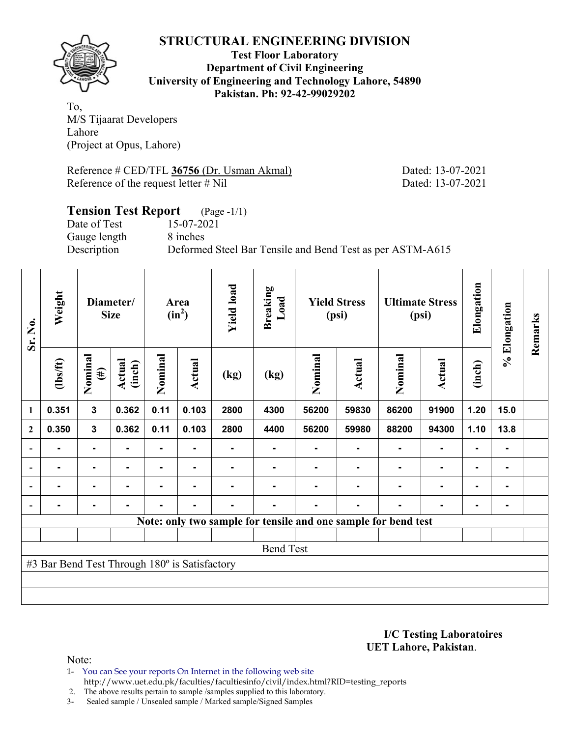# STRUCTURAL ENGINEERING DIVISION

**Test Floor Laboratory**
**Department of Civil Engineering**
**University of Engineering and Technology Lahore, 54890**
**Pakistan. Ph: 92-42-99029202**

To,
M/S Tijaarat Developers
Lahore
(Project at Opus, Lahore)

Reference # CED/TFL **36756** (Dr. Usman Akmal) Dated: 13-07-2021
Reference of the request letter # Nil Dated: 13-07-2021

## Tension Test Report (Page -1/1)

Date of Test 15-07-2021
Gauge length 8 inches
Description Deformed Steel Bar Tensile and Bend Test as per ASTM-A615

| Sr. No. | Weight | Diameter/ Size | | Area ($in^2$) | | Yield load | Breaking Load | Yield Stress (psi) | | Ultimate Stress (psi) | | Elongation | % Elongation | Remarks |
|---|---|---|---|---|---|---|---|---|---|---|---|---|---|---|
| | (lbs/ft) | Nominal (#) | Actual (inch) | Nominal | Actual | (kg) | (kg) | Nominal | Actual | Nominal | Actual | (inch) | | |
| 1 | 0.351 | 3 | 0.362 | 0.11 | 0.103 | 2800 | 4300 | 56200 | 59830 | 86200 | 91900 | 1.20 | 15.0 | |
| 2 | 0.350 | 3 | 0.362 | 0.11 | 0.103 | 2800 | 4400 | 56200 | 59980 | 88200 | 94300 | 1.10 | 13.8 | |
| - | - | - | - | - | - | - | - | - | - | - | - | - | - | |
| - | - | - | - | - | - | - | - | - | - | - | - | - | - | |
| - | - | - | - | - | - | - | - | - | - | - | - | - | - | |
| - | - | - | - | - | - | - | - | - | - | - | - | - | - | |

**Note: only two sample for tensile and one sample for bend test**

Bend Test

#3 Bar Bend Test Through 180º is Satisfactory

**I/C Testing Laboratoires**
**UET Lahore, Pakistan**.

Note:

1- You can See your reports On Internet in the following web site
http://www.uet.edu.pk/faculties/facultiesinfo/civil/index.html?RID=testing_reports
2. The above results pertain to sample /samples supplied to this laboratory.
3- Sealed sample / Unsealed sample / Marked sample/Signed Samples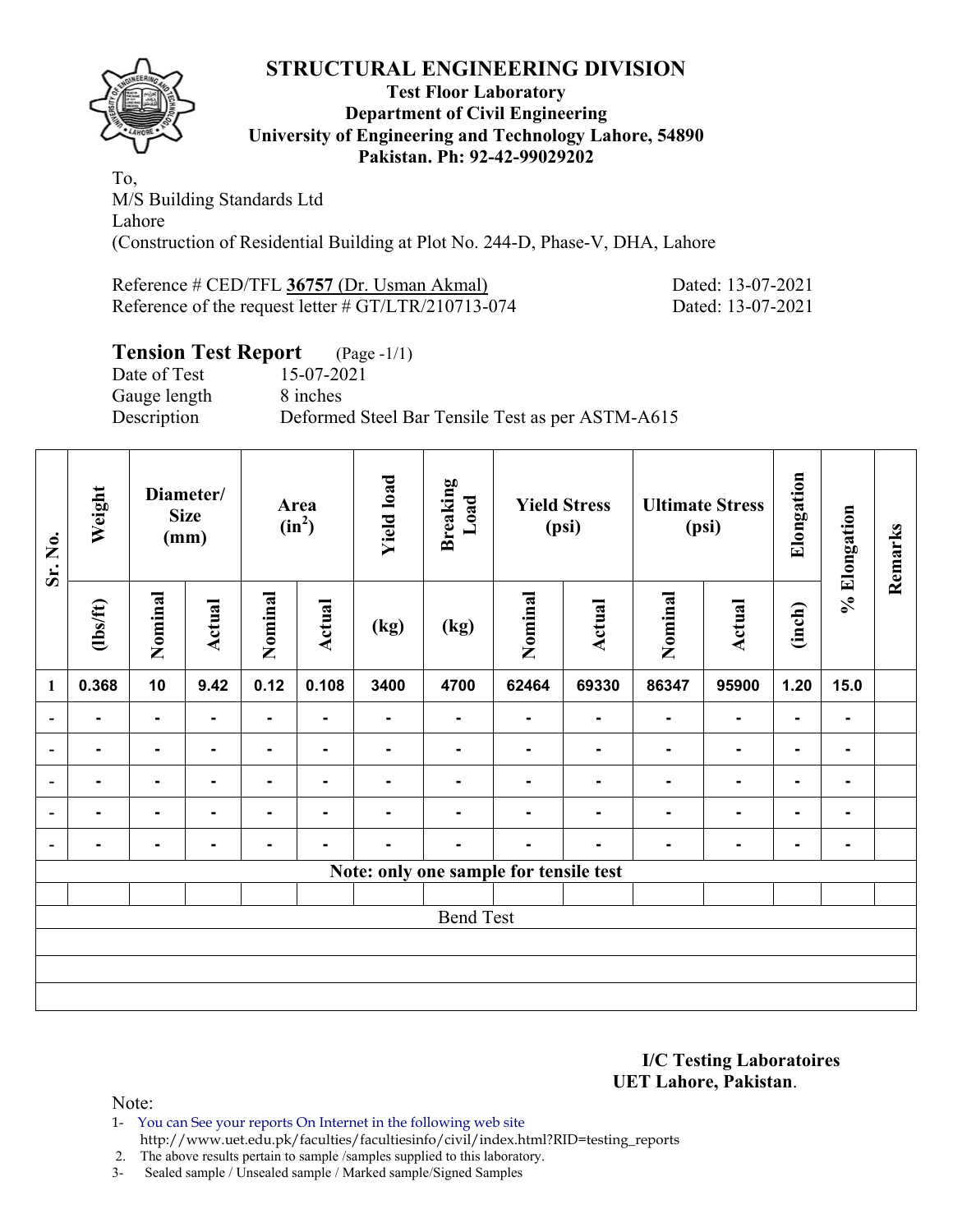# STRUCTURAL ENGINEERING DIVISION

**Test Floor Laboratory**
**Department of Civil Engineering**
**University of Engineering and Technology Lahore, 54890**
**Pakistan. Ph: 92-42-99029202**

To,
M/S Building Standards Ltd
Lahore
(Construction of Residential Building at Plot No. 244-D, Phase-V, DHA, Lahore

Reference # CED/TFL **36757** (Dr. Usman Akmal) Dated: 13-07-2021
Reference of the request letter # GT/LTR/210713-074 Dated: 13-07-2021

## Tension Test Report (Page -1/1)

Date of Test 15-07-2021
Gauge length 8 inches
Description Deformed Steel Bar Tensile Test as per ASTM-A615

| Sr. No. | Weight | Diameter/ Size (mm) | | Area ($in^2$) | | Yield load | Breaking Load | Yield Stress (psi) | | Ultimate Stress (psi) | | Elongation | % Elongation | Remarks |
|---|---|---|---|---|---|---|---|---|---|---|---|---|---|---|
| | (lbs/ft) | Nominal | Actual | Nominal | Actual | (kg) | (kg) | Nominal | Actual | Nominal | Actual | (inch) | | |
| 1 | 0.368 | 10 | 9.42 | 0.12 | 0.108 | 3400 | 4700 | 62464 | 69330 | 86347 | 95900 | 1.20 | 15.0 | |
| - | - | - | - | - | - | - | - | - | - | - | - | - | - | |
| - | - | - | - | - | - | - | - | - | - | - | - | - | - | |
| - | - | - | - | - | - | - | - | - | - | - | - | - | - | |
| - | - | - | - | - | - | - | - | - | - | - | - | - | - | |
| - | - | - | - | - | - | - | - | - | - | - | - | - | - | |
| Note: only one sample for tensile test | | | | | | | | | | | | | | |
| Bend Test | | | | | | | | | | | | | | |

**I/C Testing Laboratoires**
**UET Lahore, Pakistan**.

Note:
1- You can See your reports On Internet in the following web site
http://www.uet.edu.pk/faculties/facultiesinfo/civil/index.html?RID=testing_reports
2. The above results pertain to sample /samples supplied to this laboratory.
3- Sealed sample / Unsealed sample / Marked sample/Signed Samples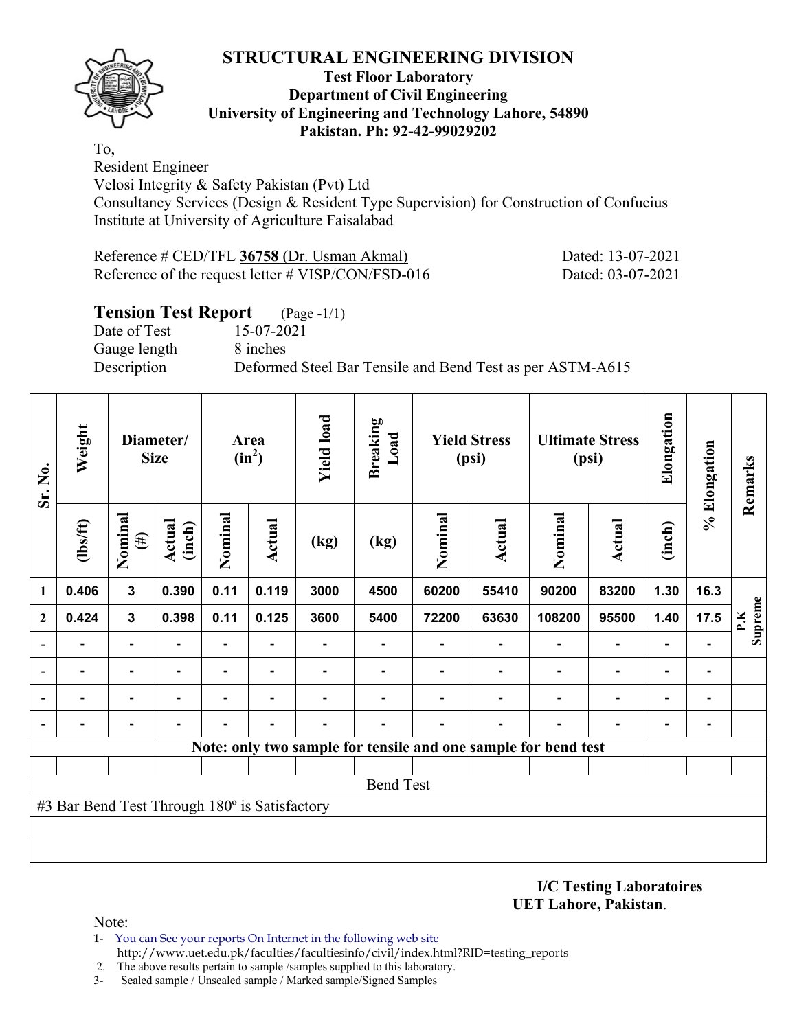# STRUCTURAL ENGINEERING DIVISION

**Test Floor Laboratory**
**Department of Civil Engineering**
**University of Engineering and Technology Lahore, 54890**
**Pakistan. Ph: 92-42-99029202**

To,
Resident Engineer
Velosi Integrity & Safety Pakistan (Pvt) Ltd
Consultancy Services (Design & Resident Type Supervision) for Construction of Confucius Institute at University of Agriculture Faisalabad

Reference # CED/TFL **36758** (Dr. Usman Akmal) Dated: 13-07-2021
Reference of the request letter # VISP/CON/FSD-016 Dated: 03-07-2021

## Tension Test Report (Page -1/1)

Date of Test 15-07-2021
Gauge length 8 inches
Description Deformed Steel Bar Tensile and Bend Test as per ASTM-A615

| Sr. No. | Weight | Diameter/ Size | | Area ($in^2$) | | Yield load | Breaking Load | Yield Stress (psi) | | Ultimate Stress (psi) | | Elongation | % Elongation | Remarks |
|---|---|---|---|---|---|---|---|---|---|---|---|---|---|---|
| | (lbs/ft) | Nominal (#) | Actual (inch) | Nominal | Actual | (kg) | (kg) | Nominal | Actual | Nominal | Actual | (inch) | | |
| 1 | 0.406 | 3 | 0.390 | 0.11 | 0.119 | 3000 | 4500 | 60200 | 55410 | 90200 | 83200 | 1.30 | 16.3 | P.K Supreme |
| 2 | 0.424 | 3 | 0.398 | 0.11 | 0.125 | 3600 | 5400 | 72200 | 63630 | 108200 | 95500 | 1.40 | 17.5 | |
| - | - | - | - | - | - | - | - | - | - | - | - | - | - | |
| - | - | - | - | - | - | - | - | - | - | - | - | - | - | |
| - | - | - | - | - | - | - | - | - | - | - | - | - | - | |
| - | - | - | - | - | - | - | - | - | - | - | - | - | - | |

**Note: only two sample for tensile and one sample for bend test**

Bend Test

#3 Bar Bend Test Through 180º is Satisfactory

**I/C Testing Laboratoires**
**UET Lahore, Pakistan**.

Note:
1- You can See your reports On Internet in the following web site
http://www.uet.edu.pk/faculties/facultiesinfo/civil/index.html?RID=testing_reports
2. The above results pertain to sample /samples supplied to this laboratory.
3- Sealed sample / Unsealed sample / Marked sample/Signed Samples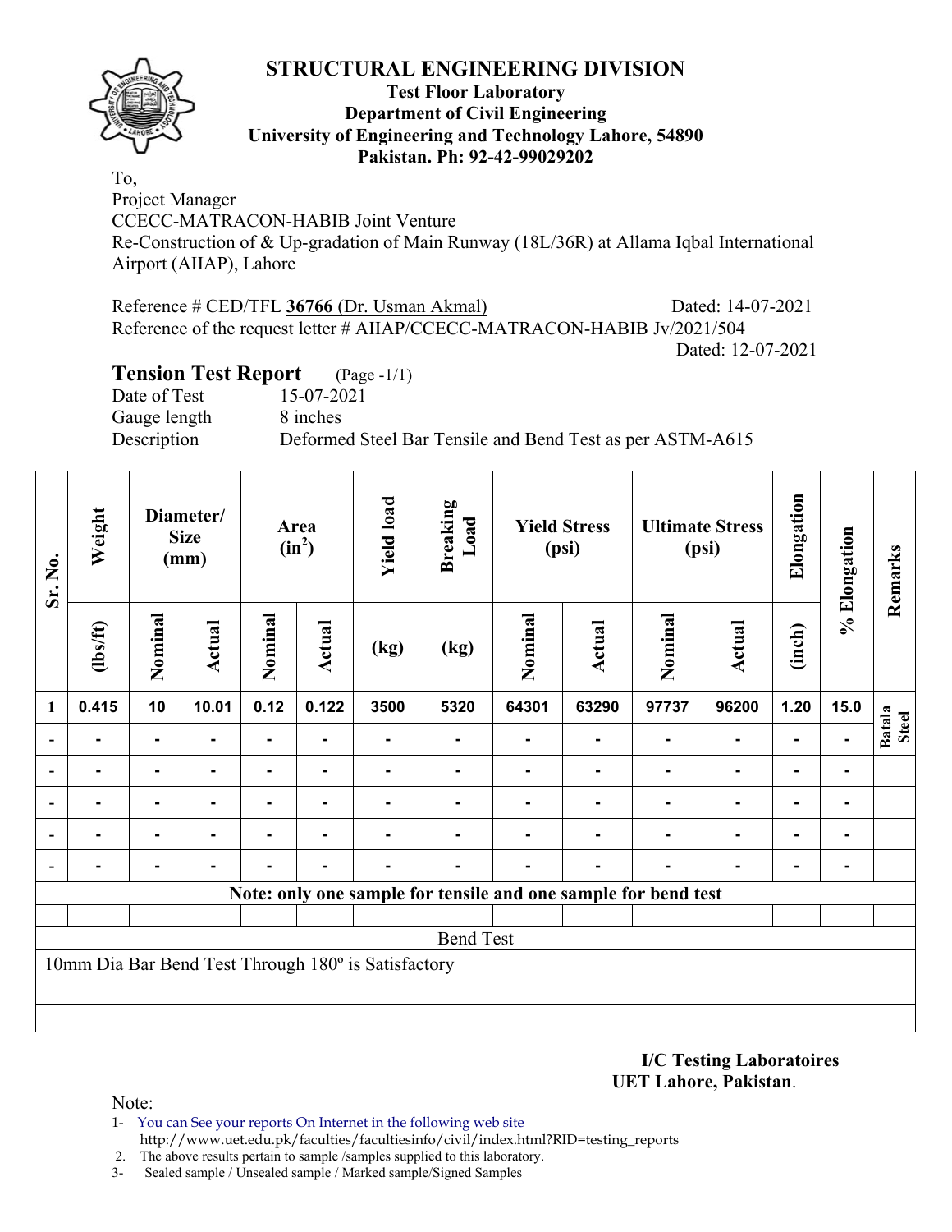# STRUCTURAL ENGINEERING DIVISION

**Test Floor Laboratory**
**Department of Civil Engineering**
**University of Engineering and Technology Lahore, 54890**
**Pakistan. Ph: 92-42-99029202**

To,
Project Manager
CCECC-MATRACON-HABIB Joint Venture
Re-Construction of & Up-gradation of Main Runway (18L/36R) at Allama Iqbal International Airport (AIIAP), Lahore

Reference # CED/TFL **36766** (Dr. Usman Akmal) Dated: 14-07-2021
Reference of the request letter # AIIAP/CCECC-MATRACON-HABIB Jv/2021/504
Dated: 12-07-2021

## Tension Test Report (Page -1/1)

Date of Test 15-07-2021
Gauge length 8 inches
Description Deformed Steel Bar Tensile and Bend Test as per ASTM-A615

| Sr. No. | Weight | Diameter/ Size (mm) | | Area ($in^2$) | | Yield load | Breaking Load | Yield Stress (psi) | | Ultimate Stress (psi) | | Elongation | % Elongation | Remarks |
|---|---|---|---|---|---|---|---|---|---|---|---|---|---|---|
| | (lbs/ft) | Nominal | Actual | Nominal | Actual | (kg) | (kg) | Nominal | Actual | Nominal | Actual | (inch) | | |
| 1 | 0.415 | 10 | 10.01 | 0.12 | 0.122 | 3500 | 5320 | 64301 | 63290 | 97737 | 96200 | 1.20 | 15.0 | Batala Steel |
| - | - | - | - | - | - | - | - | - | - | - | - | - | - | |
| - | - | - | - | - | - | - | - | - | - | - | - | - | - | |
| - | - | - | - | - | - | - | - | - | - | - | - | - | - | |
| - | - | - | - | - | - | - | - | - | - | - | - | - | - | |
| - | - | - | - | - | - | - | - | - | - | - | - | - | - | |
| **Note: only one sample for tensile and one sample for bend test** | | | | | | | | | | | | | | |
| Bend Test | | | | | | | | | | | | | | |
| 10mm Dia Bar Bend Test Through 180º is Satisfactory | | | | | | | | | | | | | | |

**I/C Testing Laboratoires**
**UET Lahore, Pakistan**.

Note:
1- You can See your reports On Internet in the following web site
http://www.uet.edu.pk/faculties/facultiesinfo/civil/index.html?RID=testing_reports
2. The above results pertain to sample /samples supplied to this laboratory.
3- Sealed sample / Unsealed sample / Marked sample/Signed Samples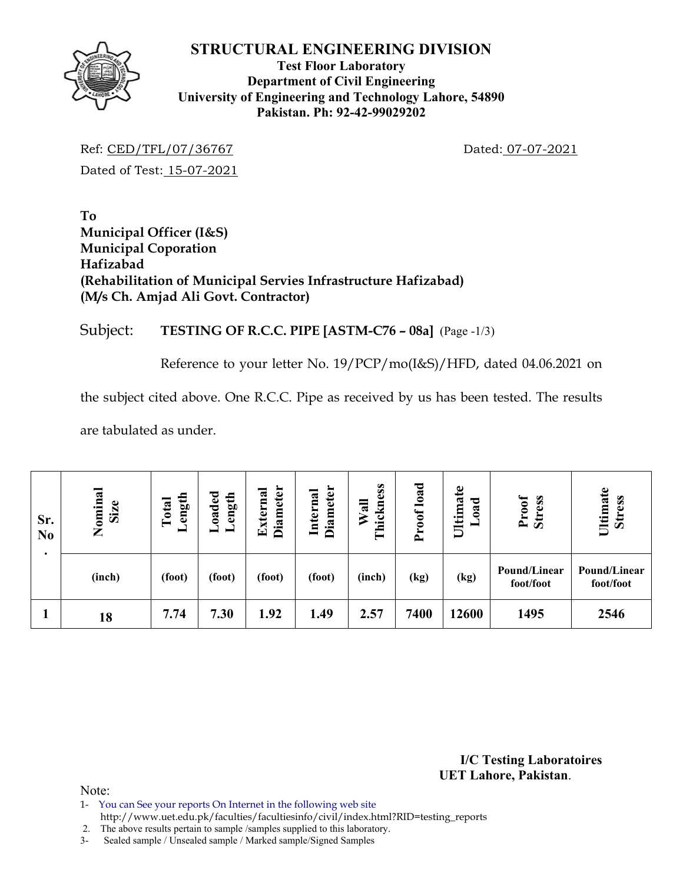# STRUCTURAL ENGINEERING DIVISION

**Test Floor Laboratory**
**Department of Civil Engineering**
**University of Engineering and Technology Lahore, 54890**
**Pakistan. Ph: 92-42-99029202**

Ref: CED/TFL/07/36767 Dated: 07-07-2021

Dated of Test: 15-07-2021

**To**
**Municipal Officer (I&S)**
**Municipal Coporation**
**Hafizabad**
**(Rehabilitation of Municipal Servies Infrastructure Hafizabad)**
**(M/s Ch. Amjad Ali Govt. Contractor)**

Subject: **TESTING OF R.C.C. PIPE [ASTM-C76 – 08a]** (Page -1/3)

Reference to your letter No. 19/PCP/mo(I&S)/HFD, dated 04.06.2021 on the subject cited above. One R.C.C. Pipe as received by us has been tested. The results are tabulated as under.

| Sr. No. | Nominal Size | Total Length | Loaded Length | External Diameter | Internal Diameter | Wall Thickness | Proof load | Ultimate Load | Proof Stress | Ultimate Stress |
|---|---|---|---|---|---|---|---|---|---|---|
| | (inch) | (foot) | (foot) | (foot) | (foot) | (inch) | (kg) | (kg) | Pound/Linear foot/foot | Pound/Linear foot/foot |
| 1 | 18 | 7.74 | 7.30 | 1.92 | 1.49 | 2.57 | 7400 | 12600 | 1495 | 2546 |

**I/C Testing Laboratoires**
**UET Lahore, Pakistan**.

Note:

1- You can See your reports On Internet in the following web site
http://www.uet.edu.pk/faculties/facultiesinfo/civil/index.html?RID=testing_reports
2. The above results pertain to sample /samples supplied to this laboratory.
3- Sealed sample / Unsealed sample / Marked sample/Signed Samples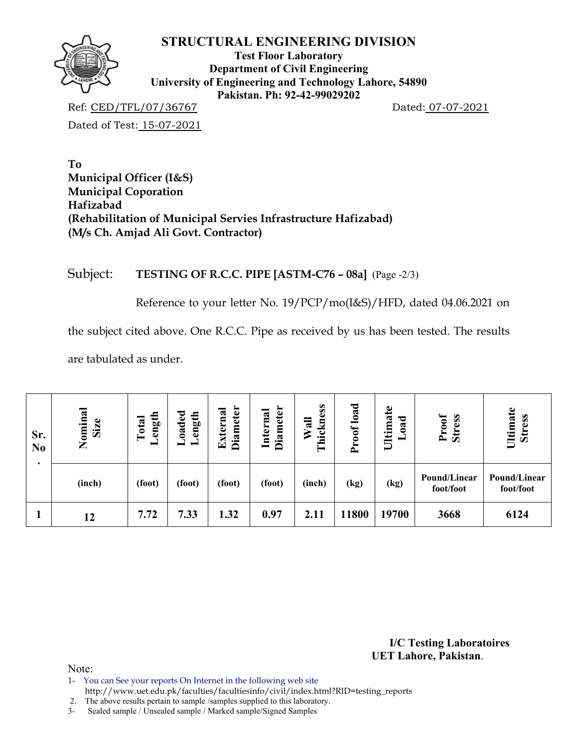# STRUCTURAL ENGINEERING DIVISION

**Test Floor Laboratory**
**Department of Civil Engineering**
**University of Engineering and Technology Lahore, 54890**
**Pakistan. Ph: 92-42-99029202**

Ref: CED/TFL/07/36767 Dated: 07-07-2021

Dated of Test: 15-07-2021

**To**
**Municipal Officer (I&S)**
**Municipal Coporation**
**Hafizabad**
**(Rehabilitation of Municipal Servies Infrastructure Hafizabad)**
**(M/s Ch. Amjad Ali Govt. Contractor)**

Subject: **TESTING OF R.C.C. PIPE [ASTM-C76 – 08a]** (Page -2/3)

Reference to your letter No. 19/PCP/mo(I&S)/HFD, dated 04.06.2021 on the subject cited above. One R.C.C. Pipe as received by us has been tested. The results are tabulated as under.

| Sr. No. | Nominal Size | Total Length | Loaded Length | External Diameter | Internal Diameter | Wall Thickness | Proof load | Ultimate Load | Proof Stress | Ultimate Stress |
|---|---|---|---|---|---|---|---|---|---|---|
| | (inch) | (foot) | (foot) | (foot) | (foot) | (inch) | (kg) | (kg) | Pound/Linear foot/foot | Pound/Linear foot/foot |
| 1 | 12 | 7.72 | 7.33 | 1.32 | 0.97 | 2.11 | 11800 | 19700 | 3668 | 6124 |

**I/C Testing Laboratoires**
**UET Lahore, Pakistan**.

Note:
1- You can See your reports On Internet in the following web site http://www.uet.edu.pk/faculties/facultiesinfo/civil/index.html?RID=testing_reports
2. The above results pertain to sample /samples supplied to this laboratory.
3- Sealed sample / Unsealed sample / Marked sample/Signed Samples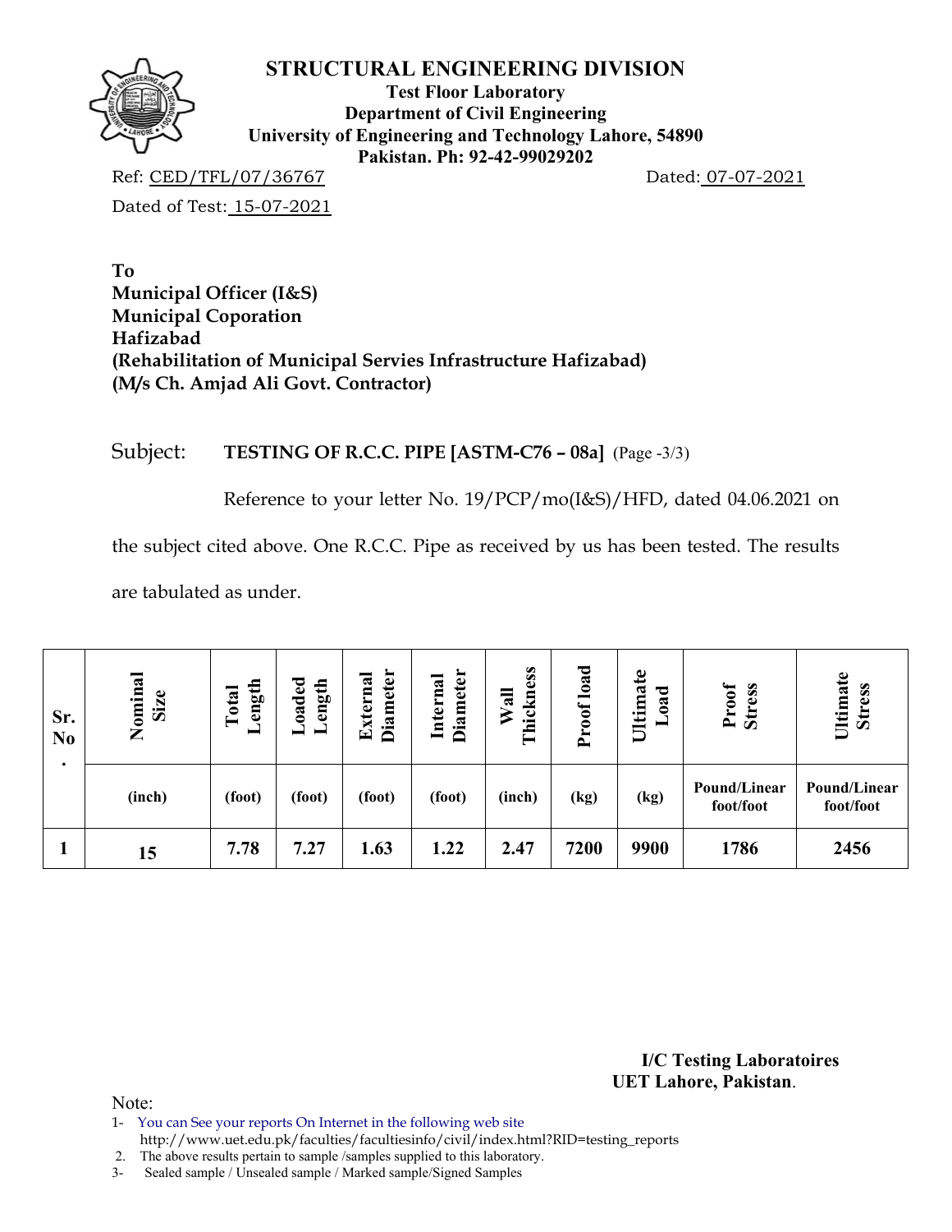# STRUCTURAL ENGINEERING DIVISION

**Test Floor Laboratory**
**Department of Civil Engineering**
**University of Engineering and Technology Lahore, 54890**
**Pakistan. Ph: 92-42-99029202**

Ref: CED/TFL/07/36767 Dated: 07-07-2021

Dated of Test: 15-07-2021

**To**
**Municipal Officer (I&S)**
**Municipal Coporation**
**Hafizabad**
**(Rehabilitation of Municipal Servies Infrastructure Hafizabad)**
**(M/s Ch. Amjad Ali Govt. Contractor)**

Subject: **TESTING OF R.C.C. PIPE [ASTM-C76 – 08a]** (Page -3/3)

Reference to your letter No. 19/PCP/mo(I&S)/HFD, dated 04.06.2021 on the subject cited above. One R.C.C. Pipe as received by us has been tested. The results are tabulated as under.

| Sr. No. | Nominal Size | Total Length | Loaded Length | External Diameter | Internal Diameter | Wall Thickness | Proof load | Ultimate Load | Proof Stress | Ultimate Stress |
|---|---|---|---|---|---|---|---|---|---|---|
| | (inch) | (foot) | (foot) | (foot) | (foot) | (inch) | (kg) | (kg) | Pound/Linear foot/foot | Pound/Linear foot/foot |
| 1 | 15 | 7.78 | 7.27 | 1.63 | 1.22 | 2.47 | 7200 | 9900 | 1786 | 2456 |

**I/C Testing Laboratoires**
**UET Lahore, Pakistan**.

Note:
1- You can See your reports On Internet in the following web site
http://www.uet.edu.pk/faculties/facultiesinfo/civil/index.html?RID=testing_reports
2. The above results pertain to sample /samples supplied to this laboratory.
3- Sealed sample / Unsealed sample / Marked sample/Signed Samples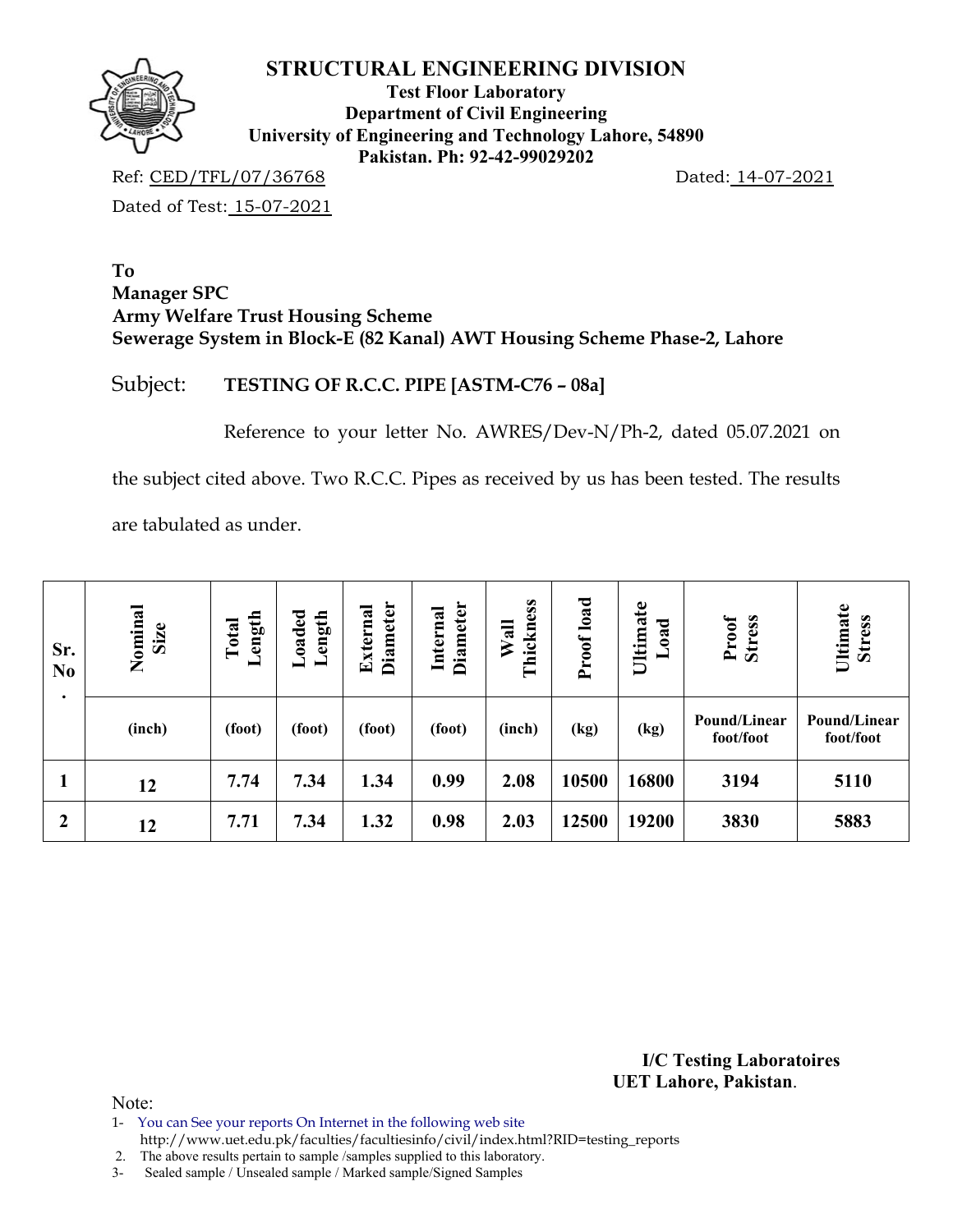# STRUCTURAL ENGINEERING DIVISION

**Test Floor Laboratory**
**Department of Civil Engineering**
**University of Engineering and Technology Lahore, 54890**
**Pakistan. Ph: 92-42-99029202**

Ref: CED/TFL/07/36768 Dated: 14-07-2021

Dated of Test: 15-07-2021

**To**
**Manager SPC**
**Army Welfare Trust Housing Scheme**
**Sewerage System in Block-E (82 Kanal) AWT Housing Scheme Phase-2, Lahore**

Subject: **TESTING OF R.C.C. PIPE [ASTM-C76 – 08a]**

Reference to your letter No. AWRES/Dev-N/Ph-2, dated 05.07.2021 on the subject cited above. Two R.C.C. Pipes as received by us has been tested. The results are tabulated as under.

| Sr. No. | Nominal Size | Total Length | Loaded Length | External Diameter | Internal Diameter | Wall Thickness | Proof load | Ultimate Load | Proof Stress | Ultimate Stress |
|---|---|---|---|---|---|---|---|---|---|---|
| | (inch) | (foot) | (foot) | (foot) | (foot) | (inch) | (kg) | (kg) | Pound/Linear foot/foot | Pound/Linear foot/foot |
| 1 | 12 | 7.74 | 7.34 | 1.34 | 0.99 | 2.08 | 10500 | 16800 | 3194 | 5110 |
| 2 | 12 | 7.71 | 7.34 | 1.32 | 0.98 | 2.03 | 12500 | 19200 | 3830 | 5883 |

**I/C Testing Laboratoires**
**UET Lahore, Pakistan**.

Note:
1- You can See your reports On Internet in the following web site http://www.uet.edu.pk/faculties/facultiesinfo/civil/index.html?RID=testing_reports
2. The above results pertain to sample /samples supplied to this laboratory.
3- Sealed sample / Unsealed sample / Marked sample/Signed Samples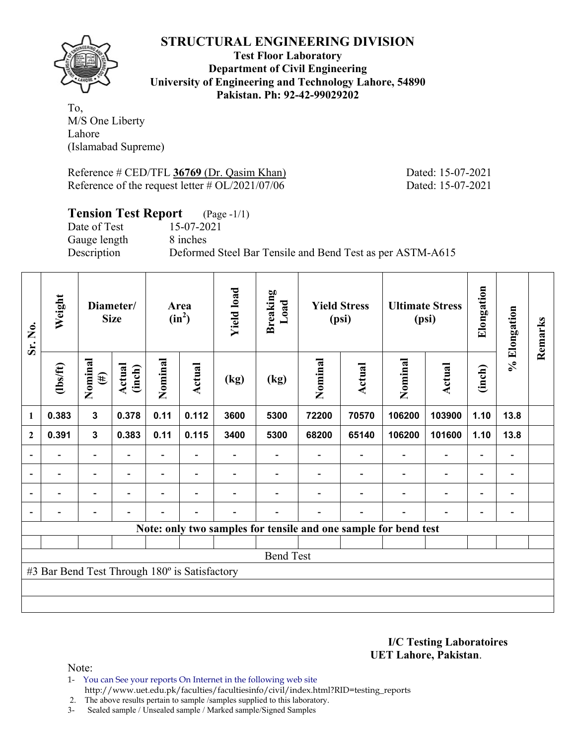# STRUCTURAL ENGINEERING DIVISION

**Test Floor Laboratory**
**Department of Civil Engineering**
**University of Engineering and Technology Lahore, 54890**
**Pakistan. Ph: 92-42-99029202**

To,
M/S One Liberty
Lahore
(Islamabad Supreme)

Reference # CED/TFL **36769** (Dr. Qasim Khan) Dated: 15-07-2021
Reference of the request letter # OL/2021/07/06 Dated: 15-07-2021

## Tension Test Report (Page -1/1)

Date of Test 15-07-2021
Gauge length 8 inches
Description Deformed Steel Bar Tensile and Bend Test as per ASTM-A615

| Sr. No. | Weight | Diameter/ Size | | Area ($in^2$) | | Yield load | Breaking Load | Yield Stress (psi) | | Ultimate Stress (psi) | | Elongation | % Elongation | Remarks |
|---|---|---|---|---|---|---|---|---|---|---|---|---|---|---|
| | (lbs/ft) | Nominal (#) | Actual (inch) | Nominal | Actual | (kg) | (kg) | Nominal | Actual | Nominal | Actual | (inch) | | |
| 1 | 0.383 | 3 | 0.378 | 0.11 | 0.112 | 3600 | 5300 | 72200 | 70570 | 106200 | 103900 | 1.10 | 13.8 | |
| 2 | 0.391 | 3 | 0.383 | 0.11 | 0.115 | 3400 | 5300 | 68200 | 65140 | 106200 | 101600 | 1.10 | 13.8 | |
| - | - | - | - | - | - | - | - | - | - | - | - | - | - | |
| - | - | - | - | - | - | - | - | - | - | - | - | - | - | |
| - | - | - | - | - | - | - | - | - | - | - | - | - | - | |
| - | - | - | - | - | - | - | - | - | - | - | - | - | - | |

**Note: only two samples for tensile and one sample for bend test**

Bend Test

#3 Bar Bend Test Through 180º is Satisfactory

**I/C Testing Laboratoires**
**UET Lahore, Pakistan**.

Note:
1- You can See your reports On Internet in the following web site
http://www.uet.edu.pk/faculties/facultiesinfo/civil/index.html?RID=testing_reports
2. The above results pertain to sample /samples supplied to this laboratory.
3- Sealed sample / Unsealed sample / Marked sample/Signed Samples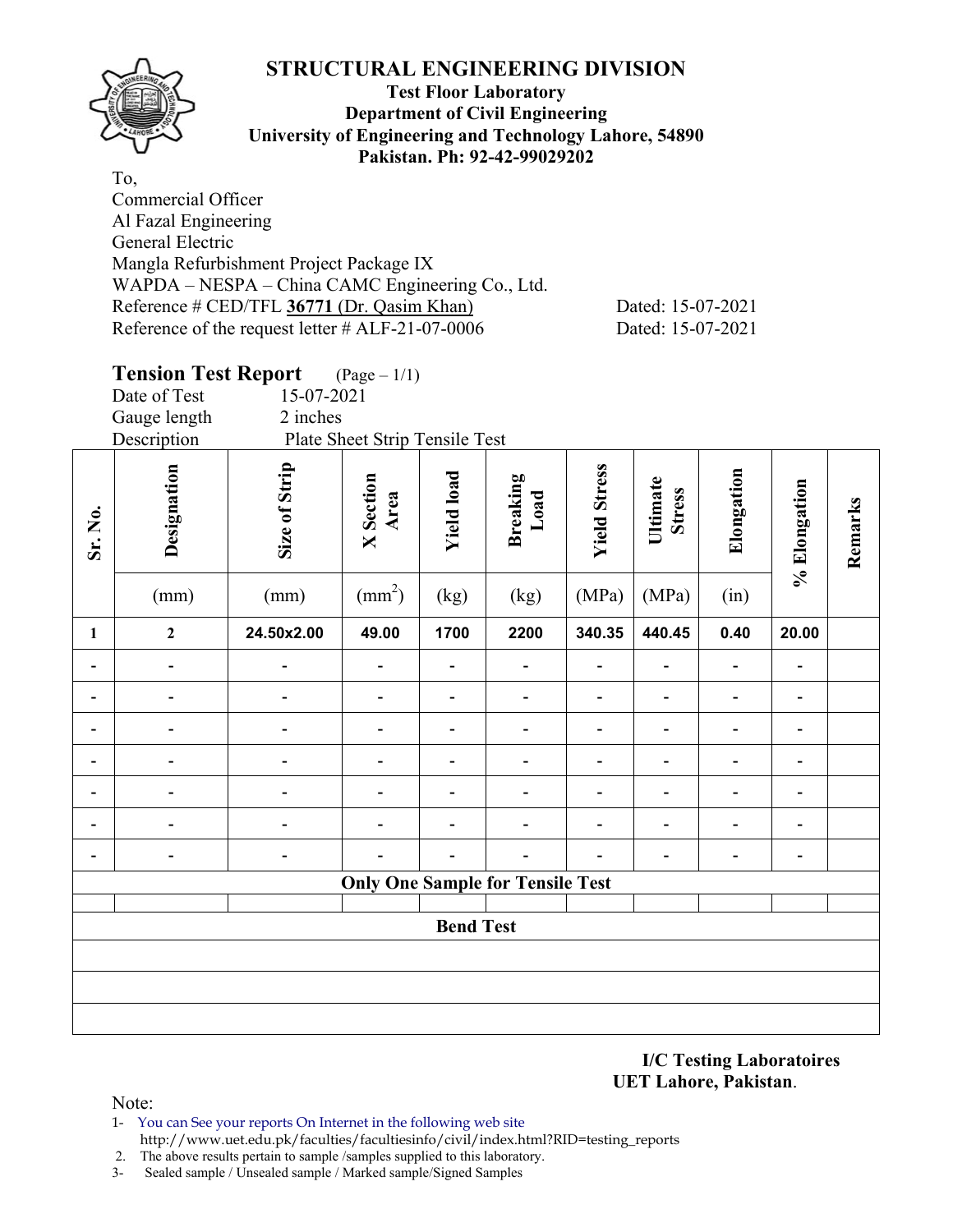# STRUCTURAL ENGINEERING DIVISION

**Test Floor Laboratory**
**Department of Civil Engineering**
**University of Engineering and Technology Lahore, 54890**
**Pakistan. Ph: 92-42-99029202**

To,
Commercial Officer
Al Fazal Engineering
General Electric
Mangla Refurbishment Project Package IX
WAPDA – NESPA – China CAMC Engineering Co., Ltd.
Reference # CED/TFL **36771** (Dr. Qasim Khan) Dated: 15-07-2021
Reference of the request letter # ALF-21-07-0006 Dated: 15-07-2021

## Tension Test Report (Page – 1/1)

Date of Test 15-07-2021
Gauge length 2 inches
Description Plate Sheet Strip Tensile Test

| Sr. No. | Designation (mm) | Size of Strip (mm) | X Section Area ($mm^2$) | Yield load (kg) | Breaking Load (kg) | Yield Stress (MPa) | Ultimate Stress (MPa) | Elongation (in) | % Elongation | Remarks |
|---|---|---|---|---|---|---|---|---|---|---|
| **1** | **2** | **24.50x2.00** | **49.00** | **1700** | **2200** | **340.35** | **440.45** | **0.40** | **20.00** | |
| - | - | - | - | - | - | - | - | - | - | |
| - | - | - | - | - | - | - | - | - | - | |
| - | - | - | - | - | - | - | - | - | - | |
| - | - | - | - | - | - | - | - | - | - | |
| - | - | - | - | - | - | - | - | - | - | |
| - | - | - | - | - | - | - | - | - | - | |
| - | - | - | - | - | - | - | - | - | - | |
| **Only One Sample for Tensile Test** | | | | | | | | | | |
| | | | | | | | | | | |
| **Bend Test** | | | | | | | | | | |
| | | | | | | | | | | |
| | | | | | | | | | | |
| | | | | | | | | | | |

**I/C Testing Laboratoires**
**UET Lahore, Pakistan**.

Note:
1- You can See your reports On Internet in the following web site
http://www.uet.edu.pk/faculties/facultiesinfo/civil/index.html?RID=testing_reports
2. The above results pertain to sample /samples supplied to this laboratory.
3- Sealed sample / Unsealed sample / Marked sample/Signed Samples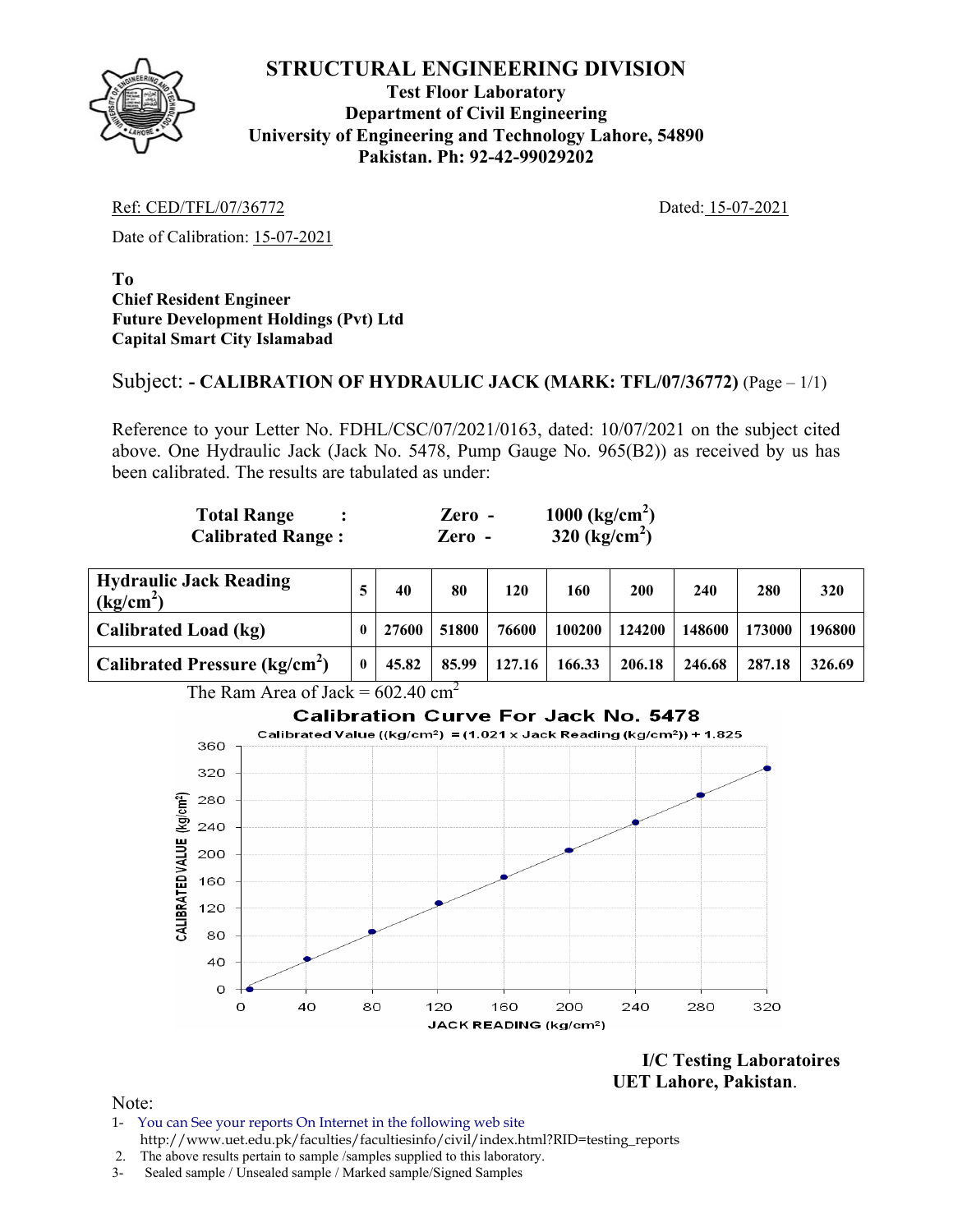# STRUCTURAL ENGINEERING DIVISION

**Test Floor Laboratory**
**Department of Civil Engineering**
**University of Engineering and Technology Lahore, 54890**
**Pakistan. Ph: 92-42-99029202**

Ref: CED/TFL/07/36772 Dated: 15-07-2021

Date of Calibration: 15-07-2021

**To**
**Chief Resident Engineer**
**Future Development Holdings (Pvt) Ltd**
**Capital Smart City Islamabad**

Subject: **- CALIBRATION OF HYDRAULIC JACK (MARK: TFL/07/36772)** (Page – 1/1)

Reference to your Letter No. FDHL/CSC/07/2021/0163, dated: 10/07/2021 on the subject cited above. One Hydraulic Jack (Jack No. 5478, Pump Gauge No. 965(B2)) as received by us has been calibrated. The results are tabulated as under:

**Total Range :** **Zero - 1000 ($kg/cm^2$)**
**Calibrated Range :** **Zero - 320 ($kg/cm^2$)**

| **Hydraulic Jack Reading ($kg/cm^2$)** | **5** | **40** | **80** | **120** | **160** | **200** | **240** | **280** | **320** |
|---|---|---|---|---|---|---|---|---|---|
| **Calibrated Load (kg)** | **0** | **27600** | **51800** | **76600** | **100200** | **124200** | **148600** | **173000** | **196800** |
| **Calibrated Pressure ($kg/cm^2$)** | **0** | **45.82** | **85.99** | **127.16** | **166.33** | **206.18** | **246.68** | **287.18** | **326.69** |

The Ram Area of Jack = 602.40 $cm^2$

**Calibration Curve For Jack No. 5478**

Calibrated Value (($kg/cm^2$) = (1.021 x Jack Reading ($kg/cm^2$)) + 1.825

CALIBRATED VALUE ($kg/cm^2$)

0 40 80 120 160 200 240 280 320 360

JACK READING ($kg/cm^2$)

0 40 80 120 160 200 240 280 320

**I/C Testing Laboratoires**
**UET Lahore, Pakistan**.

Note:

1- You can See your reports On Internet in the following web site
http://www.uet.edu.pk/faculties/facultiesinfo/civil/index.html?RID=testing_reports

2. The above results pertain to sample /samples supplied to this laboratory.

3- Sealed sample / Unsealed sample / Marked sample/Signed Samples